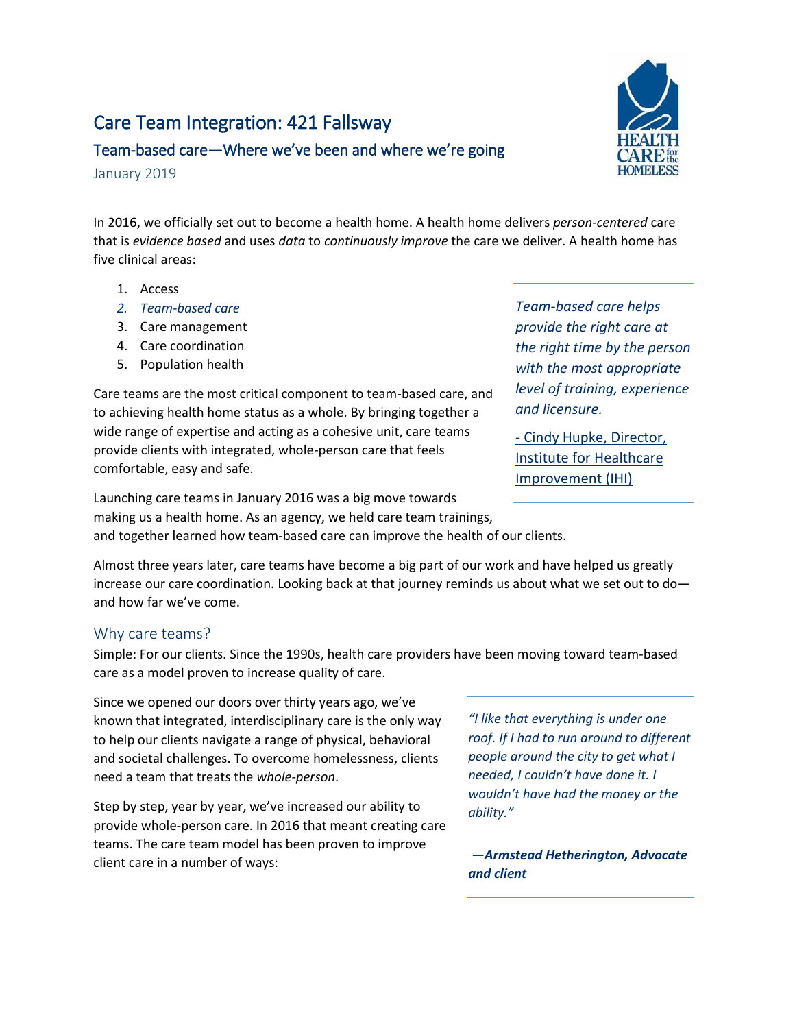# Care Team Integration: 421 Fallsway

## Team-based care—Where we've been and where we're going

January 2019

In 2016, we officially set out to become a health home. A health home delivers *person-centered* care that is *evidence based* and uses *data* to *continuously improve* the care we deliver. A health home has five clinical areas:

1. Access
2. *Team-based care*
3. Care management
4. Care coordination
5. Population health

Care teams are the most critical component to team-based care, and to achieving health home status as a whole. By bringing together a wide range of expertise and acting as a cohesive unit, care teams provide clients with integrated, whole-person care that feels comfortable, easy and safe.

> *Team-based care helps provide the right care at the right time by the person with the most appropriate level of training, experience and licensure.*
>
> - Cindy Hupke, Director, Institute for Healthcare Improvement (IHI)

Launching care teams in January 2016 was a big move towards making us a health home. As an agency, we held care team trainings, and together learned how team-based care can improve the health of our clients.

Almost three years later, care teams have become a big part of our work and have helped us greatly increase our care coordination. Looking back at that journey reminds us about what we set out to do—and how far we've come.

## Why care teams?

Simple: For our clients. Since the 1990s, health care providers have been moving toward team-based care as a model proven to increase quality of care.

Since we opened our doors over thirty years ago, we've known that integrated, interdisciplinary care is the only way to help our clients navigate a range of physical, behavioral and societal challenges. To overcome homelessness, clients need a team that treats the *whole-person*.

> *"I like that everything is under one roof. If I had to run around to different people around the city to get what I needed, I couldn't have done it. I wouldn't have had the money or the ability."*
>
> ***—Armstead Hetherington, Advocate and client***

Step by step, year by year, we've increased our ability to provide whole-person care. In 2016 that meant creating care teams. The care team model has been proven to improve client care in a number of ways: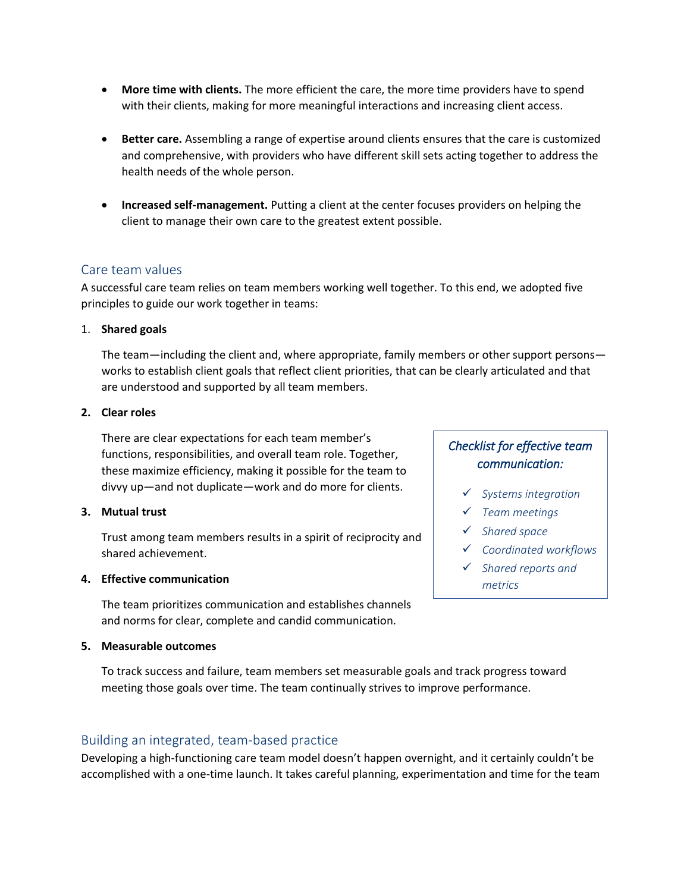- **More time with clients.** The more efficient the care, the more time providers have to spend with their clients, making for more meaningful interactions and increasing client access.

- **Better care.** Assembling a range of expertise around clients ensures that the care is customized and comprehensive, with providers who have different skill sets acting together to address the health needs of the whole person.

- **Increased self-management.** Putting a client at the center focuses providers on helping the client to manage their own care to the greatest extent possible.

## Care team values

A successful care team relies on team members working well together. To this end, we adopted five principles to guide our work together in teams:

1. **Shared goals**

   The team—including the client and, where appropriate, family members or other support persons—works to establish client goals that reflect client priorities, that can be clearly articulated and that are understood and supported by all team members.

2. **Clear roles**

   There are clear expectations for each team member's functions, responsibilities, and overall team role. Together, these maximize efficiency, making it possible for the team to divvy up—and not duplicate—work and do more for clients.

3. **Mutual trust**

   Trust among team members results in a spirit of reciprocity and shared achievement.

4. **Effective communication**

   The team prioritizes communication and establishes channels and norms for clear, complete and candid communication.

5. **Measurable outcomes**

   To track success and failure, team members set measurable goals and track progress toward meeting those goals over time. The team continually strives to improve performance.

> *Checklist for effective team communication:*
>
> - ✓ *Systems integration*
> - ✓ *Team meetings*
> - ✓ *Shared space*
> - ✓ *Coordinated workflows*
> - ✓ *Shared reports and metrics*

## Building an integrated, team-based practice

Developing a high-functioning care team model doesn't happen overnight, and it certainly couldn't be accomplished with a one-time launch. It takes careful planning, experimentation and time for the team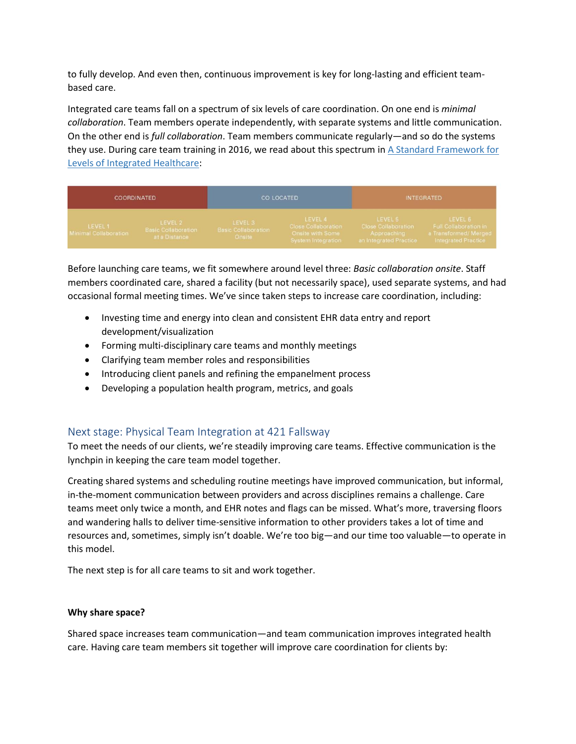to fully develop. And even then, continuous improvement is key for long-lasting and efficient team-based care.

Integrated care teams fall on a spectrum of six levels of care coordination. On one end is *minimal collaboration*. Team members operate independently, with separate systems and little communication. On the other end is *full collaboration*. Team members communicate regularly—and so do the systems they use. During care team training in 2016, we read about this spectrum in [A Standard Framework for Levels of Integrated Healthcare](#):

| COORDINATED | | CO LOCATED | | INTEGRATED | |
|---|---|---|---|---|---|
| LEVEL 1 Minimal Collaboration | LEVEL 2 Basic Collaboration at a Distance | LEVEL 3 Basic Collaboration Onsite | LEVEL 4 Close Collaboration Onsite with Some System Integration | LEVEL 5 Close Collaboration Approaching an Integrated Practice | LEVEL 6 Full Collaboration in a Transformed/ Merged Integrated Practice |

Before launching care teams, we fit somewhere around level three: *Basic collaboration onsite*. Staff members coordinated care, shared a facility (but not necessarily space), used separate systems, and had occasional formal meeting times. We've since taken steps to increase care coordination, including:

- Investing time and energy into clean and consistent EHR data entry and report development/visualization
- Forming multi-disciplinary care teams and monthly meetings
- Clarifying team member roles and responsibilities
- Introducing client panels and refining the empanelment process
- Developing a population health program, metrics, and goals

## Next stage: Physical Team Integration at 421 Fallsway

To meet the needs of our clients, we're steadily improving care teams. Effective communication is the lynchpin in keeping the care team model together.

Creating shared systems and scheduling routine meetings have improved communication, but informal, in-the-moment communication between providers and across disciplines remains a challenge. Care teams meet only twice a month, and EHR notes and flags can be missed. What's more, traversing floors and wandering halls to deliver time-sensitive information to other providers takes a lot of time and resources and, sometimes, simply isn't doable. We're too big—and our time too valuable—to operate in this model.

The next step is for all care teams to sit and work together.

**Why share space?**

Shared space increases team communication—and team communication improves integrated health care. Having care team members sit together will improve care coordination for clients by: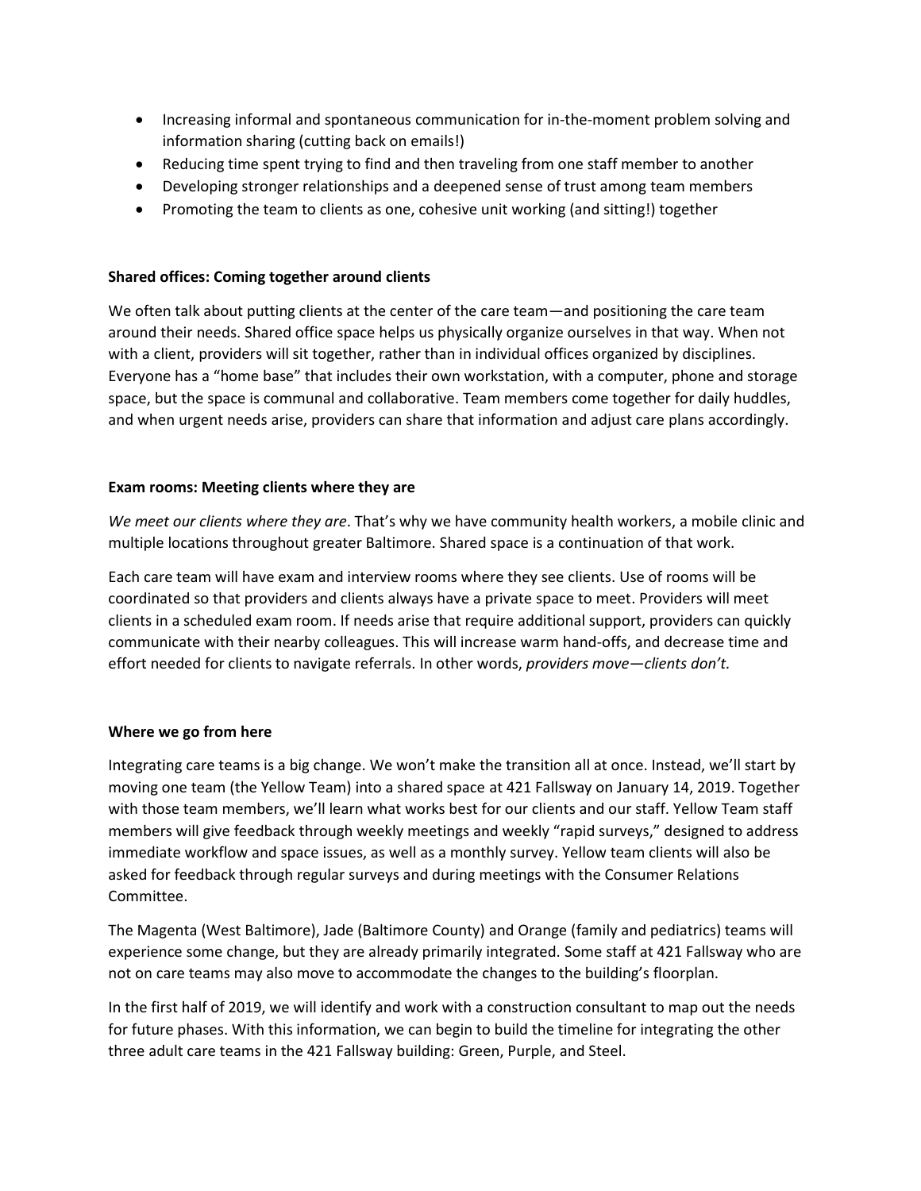- Increasing informal and spontaneous communication for in-the-moment problem solving and information sharing (cutting back on emails!)
- Reducing time spent trying to find and then traveling from one staff member to another
- Developing stronger relationships and a deepened sense of trust among team members
- Promoting the team to clients as one, cohesive unit working (and sitting!) together

**Shared offices: Coming together around clients**

We often talk about putting clients at the center of the care team—and positioning the care team around their needs. Shared office space helps us physically organize ourselves in that way. When not with a client, providers will sit together, rather than in individual offices organized by disciplines. Everyone has a "home base" that includes their own workstation, with a computer, phone and storage space, but the space is communal and collaborative. Team members come together for daily huddles, and when urgent needs arise, providers can share that information and adjust care plans accordingly.

**Exam rooms: Meeting clients where they are**

*We meet our clients where they are*. That's why we have community health workers, a mobile clinic and multiple locations throughout greater Baltimore. Shared space is a continuation of that work.

Each care team will have exam and interview rooms where they see clients. Use of rooms will be coordinated so that providers and clients always have a private space to meet. Providers will meet clients in a scheduled exam room. If needs arise that require additional support, providers can quickly communicate with their nearby colleagues. This will increase warm hand-offs, and decrease time and effort needed for clients to navigate referrals. In other words, *providers move—clients don't.*

**Where we go from here**

Integrating care teams is a big change. We won't make the transition all at once. Instead, we'll start by moving one team (the Yellow Team) into a shared space at 421 Fallsway on January 14, 2019. Together with those team members, we'll learn what works best for our clients and our staff. Yellow Team staff members will give feedback through weekly meetings and weekly "rapid surveys," designed to address immediate workflow and space issues, as well as a monthly survey. Yellow team clients will also be asked for feedback through regular surveys and during meetings with the Consumer Relations Committee.

The Magenta (West Baltimore), Jade (Baltimore County) and Orange (family and pediatrics) teams will experience some change, but they are already primarily integrated. Some staff at 421 Fallsway who are not on care teams may also move to accommodate the changes to the building's floorplan.

In the first half of 2019, we will identify and work with a construction consultant to map out the needs for future phases. With this information, we can begin to build the timeline for integrating the other three adult care teams in the 421 Fallsway building: Green, Purple, and Steel.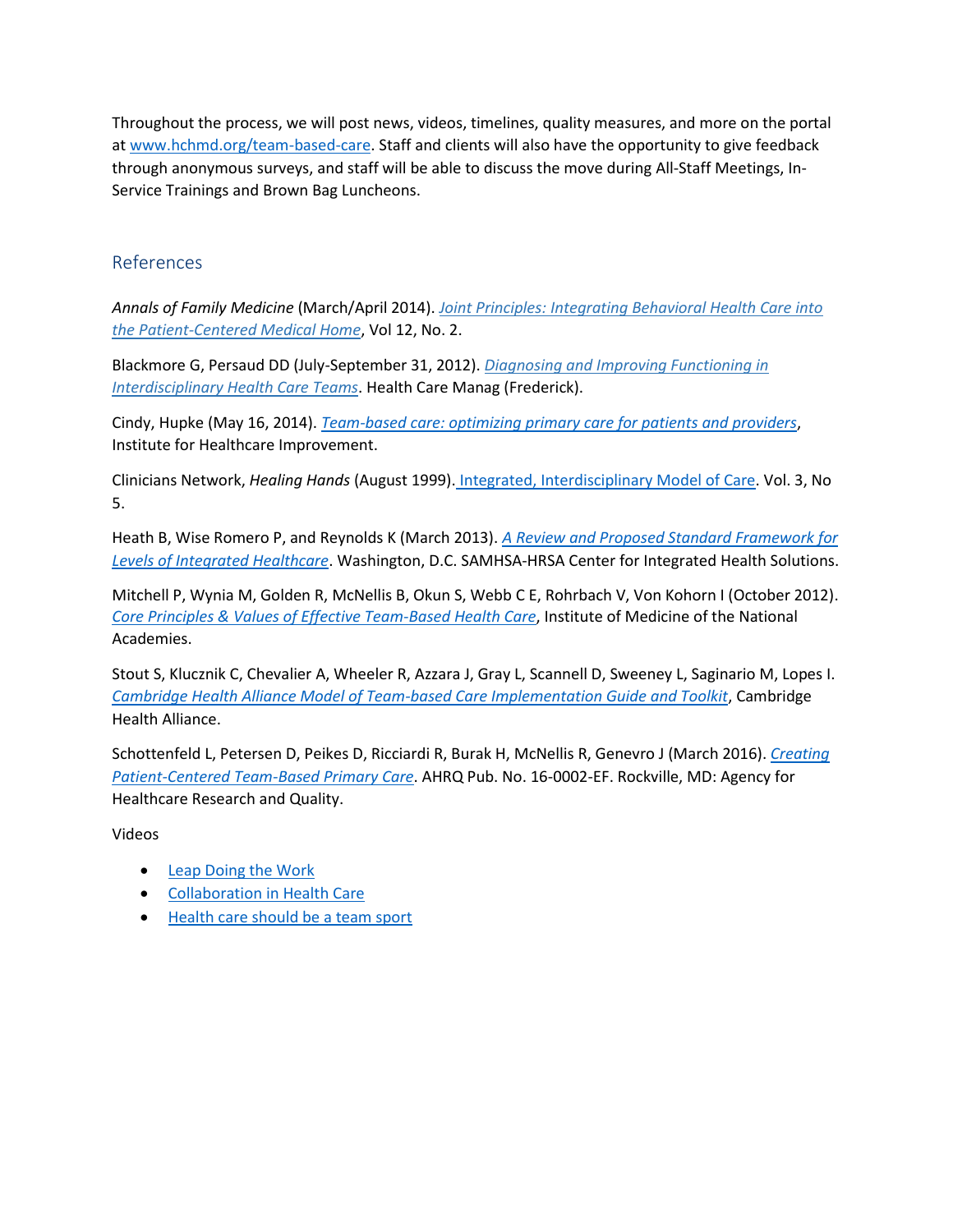Throughout the process, we will post news, videos, timelines, quality measures, and more on the portal at www.hchmd.org/team-based-care. Staff and clients will also have the opportunity to give feedback through anonymous surveys, and staff will be able to discuss the move during All-Staff Meetings, In-Service Trainings and Brown Bag Luncheons.

## References

*Annals of Family Medicine* (March/April 2014). *Joint Principles: Integrating Behavioral Health Care into the Patient-Centered Medical Home*, Vol 12, No. 2.

Blackmore G, Persaud DD (July-September 31, 2012). *Diagnosing and Improving Functioning in Interdisciplinary Health Care Teams*. Health Care Manag (Frederick).

Cindy, Hupke (May 16, 2014). *Team-based care: optimizing primary care for patients and providers*, Institute for Healthcare Improvement.

Clinicians Network, *Healing Hands* (August 1999). Integrated, Interdisciplinary Model of Care. Vol. 3, No 5.

Heath B, Wise Romero P, and Reynolds K (March 2013). *A Review and Proposed Standard Framework for Levels of Integrated Healthcare*. Washington, D.C. SAMHSA-HRSA Center for Integrated Health Solutions.

Mitchell P, Wynia M, Golden R, McNellis B, Okun S, Webb C E, Rohrbach V, Von Kohorn I (October 2012). *Core Principles & Values of Effective Team-Based Health Care*, Institute of Medicine of the National Academies.

Stout S, Klucznik C, Chevalier A, Wheeler R, Azzara J, Gray L, Scannell D, Sweeney L, Saginario M, Lopes I. *Cambridge Health Alliance Model of Team-based Care Implementation Guide and Toolkit*, Cambridge Health Alliance.

Schottenfeld L, Petersen D, Peikes D, Ricciardi R, Burak H, McNellis R, Genevro J (March 2016). *Creating Patient-Centered Team-Based Primary Care*. AHRQ Pub. No. 16-0002-EF. Rockville, MD: Agency for Healthcare Research and Quality.

Videos

- Leap Doing the Work
- Collaboration in Health Care
- Health care should be a team sport